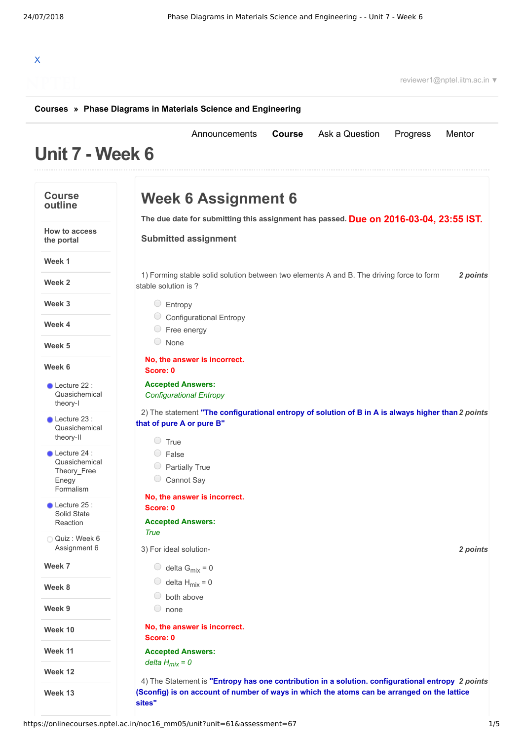X

reviewer1@nptel.iitm.ac.in ▼

**Courses** » **Phase Diagrams in Materials Science and Engineering**

Announcements **Course** Ask a Question Progress Mentor

# Unit 7 - Week 6

## Course outline

- How to access the portal
- Week 1
- Week 2
- Week 3
- Week 4
- Week 5
- Week 6
  - Lecture 22 : Quasichemical theory-I
  - Lecture 23 : Quasichemical theory-II
  - Lecture 24 : Quasichemical Theory_Free Enegy Formalism
  - Lecture 25 : Solid State Reaction
  - Quiz : Week 6 Assignment 6
- Week 7
- Week 8
- Week 9
- Week 10
- Week 11
- Week 12
- Week 13

## Week 6 Assignment 6

**The due date for submitting this assignment has passed.** Due on 2016-03-04, 23:55 IST.

**Submitted assignment**

1) Forming stable solid solution between two elements A and B. The driving force to form stable solution is ? *2 points*

- Entropy
- Configurational Entropy
- Free energy
- None

**No, the answer is incorrect.**
**Score: 0**

**Accepted Answers:**
*Configurational Entropy*

2) The statement **"The configurational entropy of solution of B in A is always higher than that of pure A or pure B"** *2 points*

- True
- False
- Partially True
- Cannot Say

**No, the answer is incorrect.**
**Score: 0**

**Accepted Answers:**
*True*

3) For ideal solution- *2 points*

- delta $G_{mix}$ = 0
- delta $H_{mix}$ = 0
- both above
- none

**No, the answer is incorrect.**
**Score: 0**

**Accepted Answers:**
*delta $H_{mix}$ = 0*

4) The Statement is **"Entropy has one contribution in a solution. configurational entropy (Sconfig) is on account of number of ways in which the atoms can be arranged on the lattice sites"** *2 points*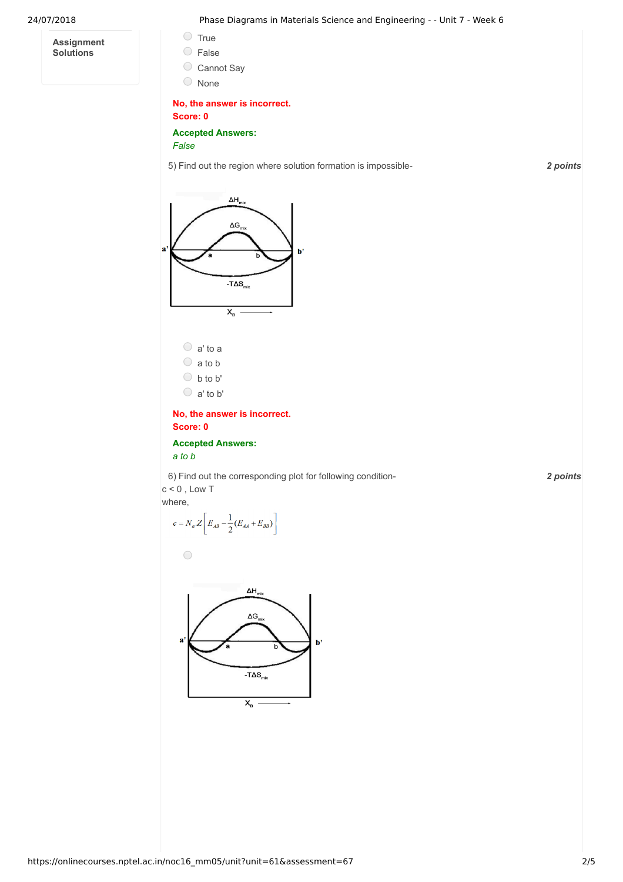**Assignment Solutions**

- True
- False
- Cannot Say
- None

**No, the answer is incorrect.**
**Score: 0**

**Accepted Answers:**
*False*

5) Find out the region where solution formation is impossible- *2 points*

- a' to a
- a to b
- b to b'
- a' to b'

**No, the answer is incorrect.**
**Score: 0**

**Accepted Answers:**
*a to b*

6) Find out the corresponding plot for following condition- *2 points*
c < 0 , Low T
where,

$$c = N_a Z\left[E_{AB} - \frac{1}{2}(E_{AA} + E_{BB})\right]$$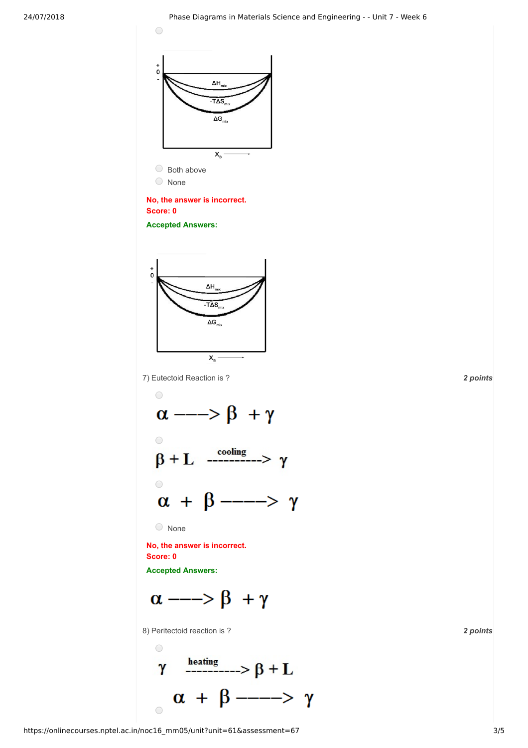( ) 

+
0
-

$\Delta H_{mix}$

$-T\Delta S_{mix}$

$\Delta G_{mix}$

$X_B$ ⟶

( ) Both above

( ) None

**No, the answer is incorrect.**
**Score: 0**

**Accepted Answers:**

+
0
-

$\Delta H_{mix}$

$-T\Delta S_{mix}$

$\Delta G_{mix}$

$X_B$ ⟶

7) Eutectoid Reaction is ? *2 points*

( ) $\alpha \text{ ---->} \beta + \gamma$

( ) $\beta + L \xrightarrow{\text{cooling}} \gamma$

( ) $\alpha + \beta \text{ ----->} \gamma$

( ) None

**No, the answer is incorrect.**
**Score: 0**

**Accepted Answers:**

$\alpha \text{ ---->} \beta + \gamma$

8) Peritectoid reaction is ? *2 points*

( ) $\gamma \xrightarrow{\text{heating}} \beta + L$

( ) $\alpha + \beta \text{ ----->} \gamma$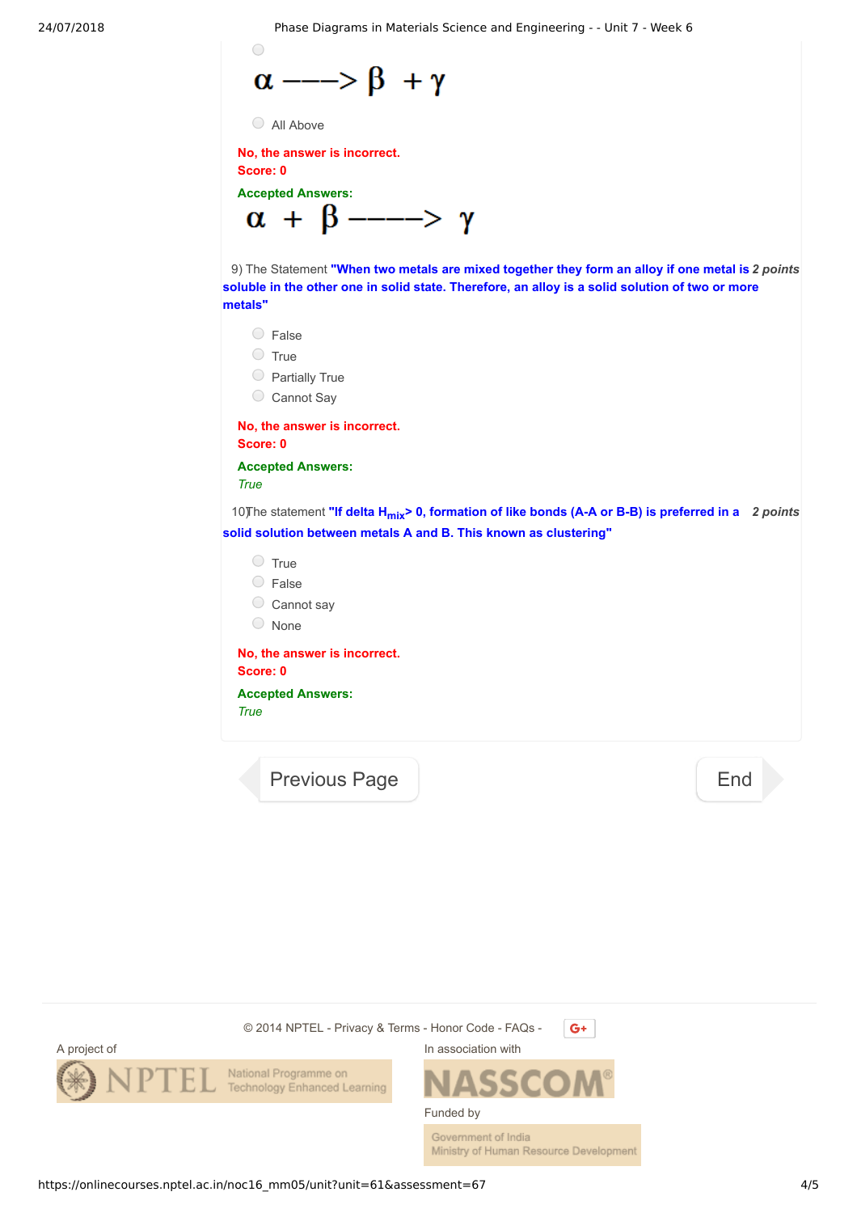- $\alpha \longrightarrow \beta + \gamma$
- All Above

**No, the answer is incorrect.**
**Score: 0**

**Accepted Answers:**
$\alpha + \beta \longrightarrow \gamma$

9) The Statement **"When two metals are mixed together they form an alloy if one metal is soluble in the other one in solid state. Therefore, an alloy is a solid solution of two or more metals"** *2 points*

- False
- True
- Partially True
- Cannot Say

**No, the answer is incorrect.**
**Score: 0**

**Accepted Answers:**
*True*

10) The statement **"If delta $H_{mix}$ > 0, formation of like bonds (A-A or B-B) is preferred in a solid solution between metals A and B. This known as clustering"** *2 points*

- True
- False
- Cannot say
- None

**No, the answer is incorrect.**
**Score: 0**

**Accepted Answers:**
*True*

Previous Page | End

© 2014 NPTEL - Privacy & Terms - Honor Code - FAQs -

A project of NPTEL National Programme on Technology Enhanced Learning

In association with NASSCOM

Funded by Government of India Ministry of Human Resource Development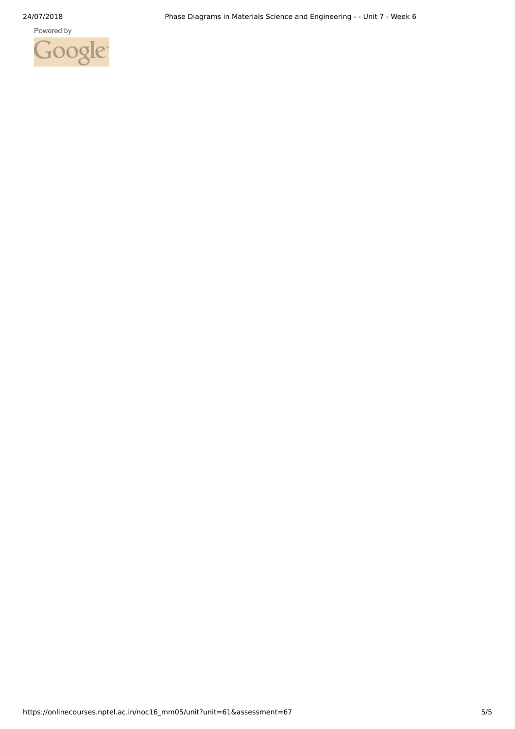Powered by Google